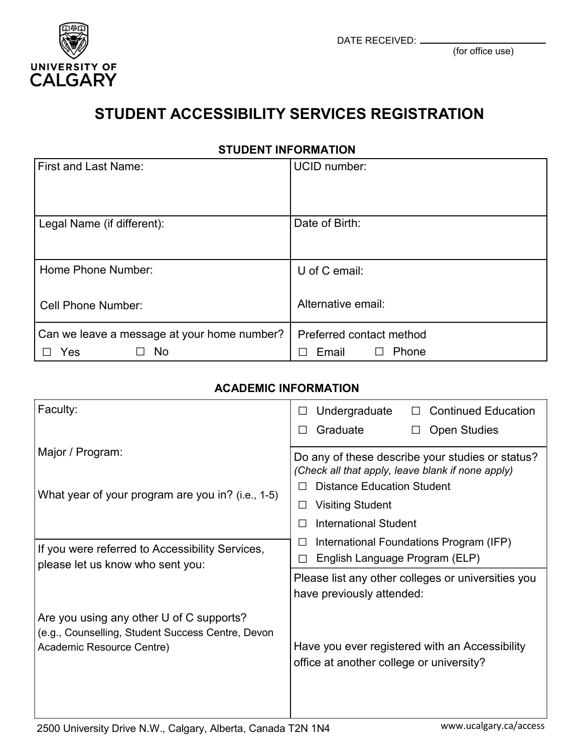DATE RECEIVED: \_\_\_\_\_\_\_\_\_\_\_\_\_\_\_\_\_\_
(for office use)

UNIVERSITY OF CALGARY

# STUDENT ACCESSIBILITY SERVICES REGISTRATION

## STUDENT INFORMATION

| | |
|---|---|
| First and Last Name: | UCID number: |
| Legal Name (if different): | Date of Birth: |
| Home Phone Number:<br><br>Cell Phone Number: | U of C email:<br><br>Alternative email: |
| Can we leave a message at your home number?<br>☐ Yes ☐ No | Preferred contact method<br>☐ Email ☐ Phone |

## ACADEMIC INFORMATION

| | |
|---|---|
| Faculty:<br><br>Major / Program:<br><br>What year of your program are you in? (i.e., 1-5) | ☐ Undergraduate ☐ Continued Education<br>☐ Graduate ☐ Open Studies<br><br>Do any of these describe your studies or status?<br>*(Check all that apply, leave blank if none apply)*<br>☐ Distance Education Student<br>☐ Visiting Student<br>☐ International Student<br>☐ International Foundations Program (IFP)<br>☐ English Language Program (ELP) |
| If you were referred to Accessibility Services, please let us know who sent you:<br><br>Are you using any other U of C supports?<br>(e.g., Counselling, Student Success Centre, Devon Academic Resource Centre) | Please list any other colleges or universities you have previously attended:<br><br>Have you ever registered with an Accessibility office at another college or university? |

2500 University Drive N.W., Calgary, Alberta, Canada T2N 1N4 www.ucalgary.ca/access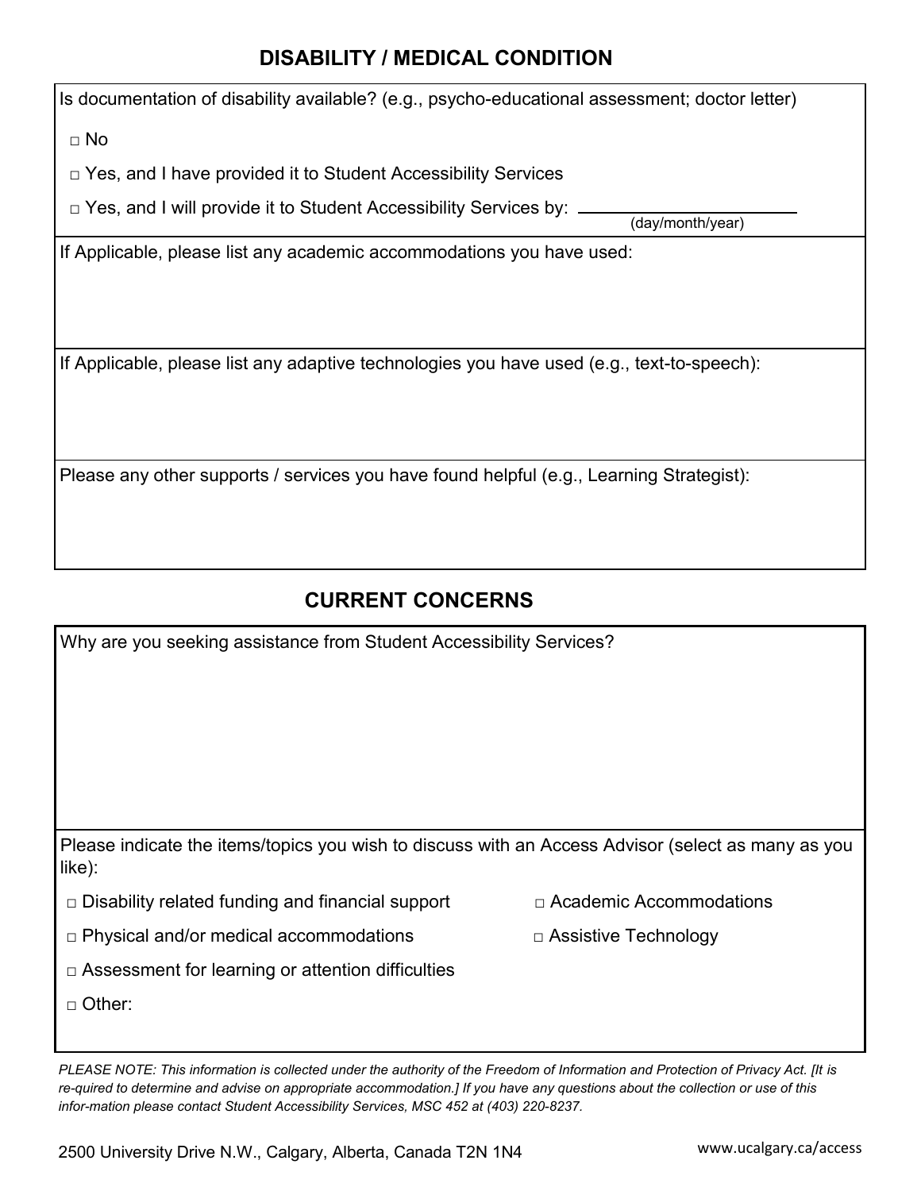## DISABILITY / MEDICAL CONDITION

Is documentation of disability available? (e.g., psycho-educational assessment; doctor letter)

□ No

□ Yes, and I have provided it to Student Accessibility Services

□ Yes, and I will provide it to Student Accessibility Services by: ____________________ (day/month/year)

If Applicable, please list any academic accommodations you have used:

If Applicable, please list any adaptive technologies you have used (e.g., text-to-speech):

Please any other supports / services you have found helpful (e.g., Learning Strategist):

## CURRENT CONCERNS

Why are you seeking assistance from Student Accessibility Services?

Please indicate the items/topics you wish to discuss with an Access Advisor (select as many as you like):

□ Disability related funding and financial support

□ Academic Accommodations

□ Physical and/or medical accommodations

□ Assistive Technology

□ Assessment for learning or attention difficulties

□ Other:

*PLEASE NOTE: This information is collected under the authority of the Freedom of Information and Protection of Privacy Act. [It is re-quired to determine and advise on appropriate accommodation.] If you have any questions about the collection or use of this infor-mation please contact Student Accessibility Services, MSC 452 at (403) 220-8237.*

2500 University Drive N.W., Calgary, Alberta, Canada T2N 1N4

www.ucalgary.ca/access